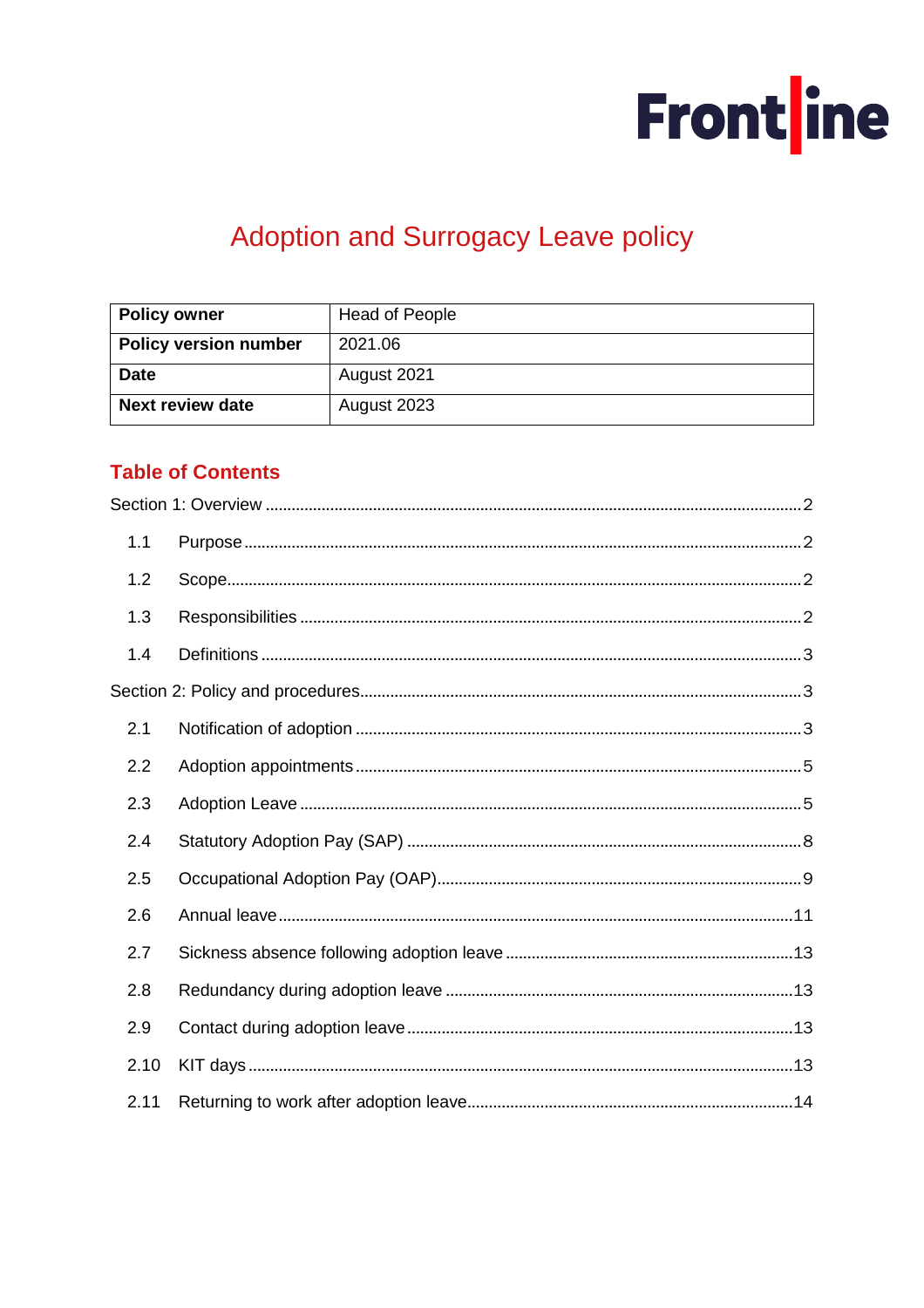Frontline

# Adoption and Surrogacy Leave policy

| **Policy owner** | Head of People |
|---|---|
| **Policy version number** | 2021.06 |
| **Date** | August 2021 |
| **Next review date** | August 2023 |

## Table of Contents

Section 1: Overview ........ 2

- 1.1 Purpose ........ 2
- 1.2 Scope ........ 2
- 1.3 Responsibilities ........ 2
- 1.4 Definitions ........ 3

Section 2: Policy and procedures ........ 3

- 2.1 Notification of adoption ........ 3
- 2.2 Adoption appointments ........ 5
- 2.3 Adoption Leave ........ 5
- 2.4 Statutory Adoption Pay (SAP) ........ 8
- 2.5 Occupational Adoption Pay (OAP) ........ 9
- 2.6 Annual leave ........ 11
- 2.7 Sickness absence following adoption leave ........ 13
- 2.8 Redundancy during adoption leave ........ 13
- 2.9 Contact during adoption leave ........ 13
- 2.10 KIT days ........ 13
- 2.11 Returning to work after adoption leave ........ 14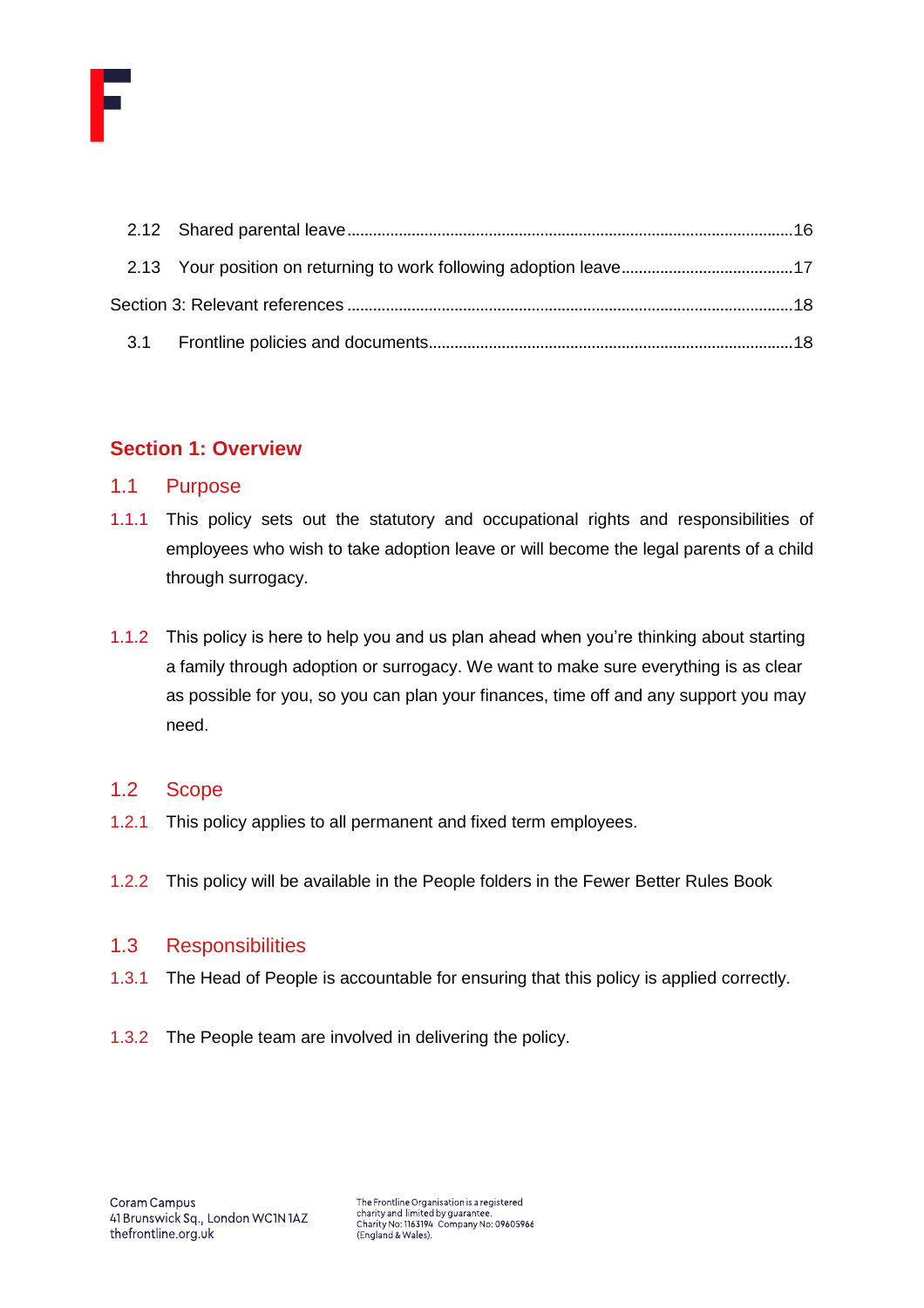| | | |
|---|---|---|
| 2.12 | Shared parental leave | 16 |
| 2.13 | Your position on returning to work following adoption leave | 17 |
| Section 3: Relevant references | | 18 |
| 3.1 | Frontline policies and documents | 18 |

## Section 1: Overview

### 1.1 Purpose

1.1.1 This policy sets out the statutory and occupational rights and responsibilities of employees who wish to take adoption leave or will become the legal parents of a child through surrogacy.

1.1.2 This policy is here to help you and us plan ahead when you're thinking about starting a family through adoption or surrogacy. We want to make sure everything is as clear as possible for you, so you can plan your finances, time off and any support you may need.

### 1.2 Scope

1.2.1 This policy applies to all permanent and fixed term employees.

1.2.2 This policy will be available in the People folders in the Fewer Better Rules Book

### 1.3 Responsibilities

1.3.1 The Head of People is accountable for ensuring that this policy is applied correctly.

1.3.2 The People team are involved in delivering the policy.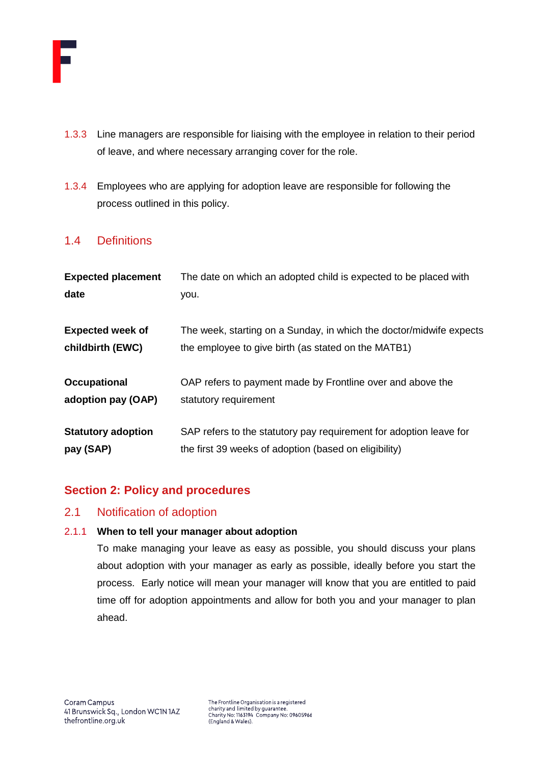1.3.3 Line managers are responsible for liaising with the employee in relation to their period of leave, and where necessary arranging cover for the role.

1.3.4 Employees who are applying for adoption leave are responsible for following the process outlined in this policy.

### 1.4 Definitions

| | |
|---|---|
| **Expected placement date** | The date on which an adopted child is expected to be placed with you. |
| **Expected week of childbirth (EWC)** | The week, starting on a Sunday, in which the doctor/midwife expects the employee to give birth (as stated on the MATB1) |
| **Occupational adoption pay (OAP)** | OAP refers to payment made by Frontline over and above the statutory requirement |
| **Statutory adoption pay (SAP)** | SAP refers to the statutory pay requirement for adoption leave for the first 39 weeks of adoption (based on eligibility) |

## Section 2: Policy and procedures

### 2.1 Notification of adoption

#### 2.1.1 When to tell your manager about adoption

To make managing your leave as easy as possible, you should discuss your plans about adoption with your manager as early as possible, ideally before you start the process. Early notice will mean your manager will know that you are entitled to paid time off for adoption appointments and allow for both you and your manager to plan ahead.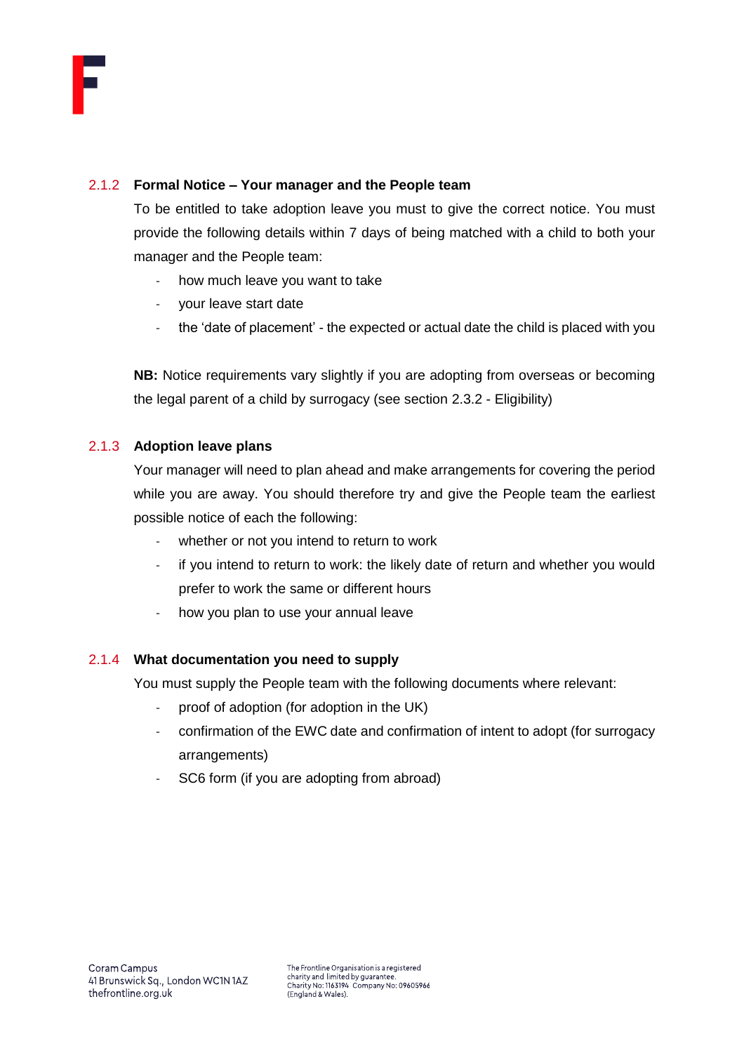### 2.1.2 Formal Notice – Your manager and the People team

To be entitled to take adoption leave you must to give the correct notice. You must provide the following details within 7 days of being matched with a child to both your manager and the People team:

- how much leave you want to take
- your leave start date
- the 'date of placement' - the expected or actual date the child is placed with you

**NB:** Notice requirements vary slightly if you are adopting from overseas or becoming the legal parent of a child by surrogacy (see section 2.3.2 - Eligibility)

### 2.1.3 Adoption leave plans

Your manager will need to plan ahead and make arrangements for covering the period while you are away. You should therefore try and give the People team the earliest possible notice of each the following:

- whether or not you intend to return to work
- if you intend to return to work: the likely date of return and whether you would prefer to work the same or different hours
- how you plan to use your annual leave

### 2.1.4 What documentation you need to supply

You must supply the People team with the following documents where relevant:

- proof of adoption (for adoption in the UK)
- confirmation of the EWC date and confirmation of intent to adopt (for surrogacy arrangements)
- SC6 form (if you are adopting from abroad)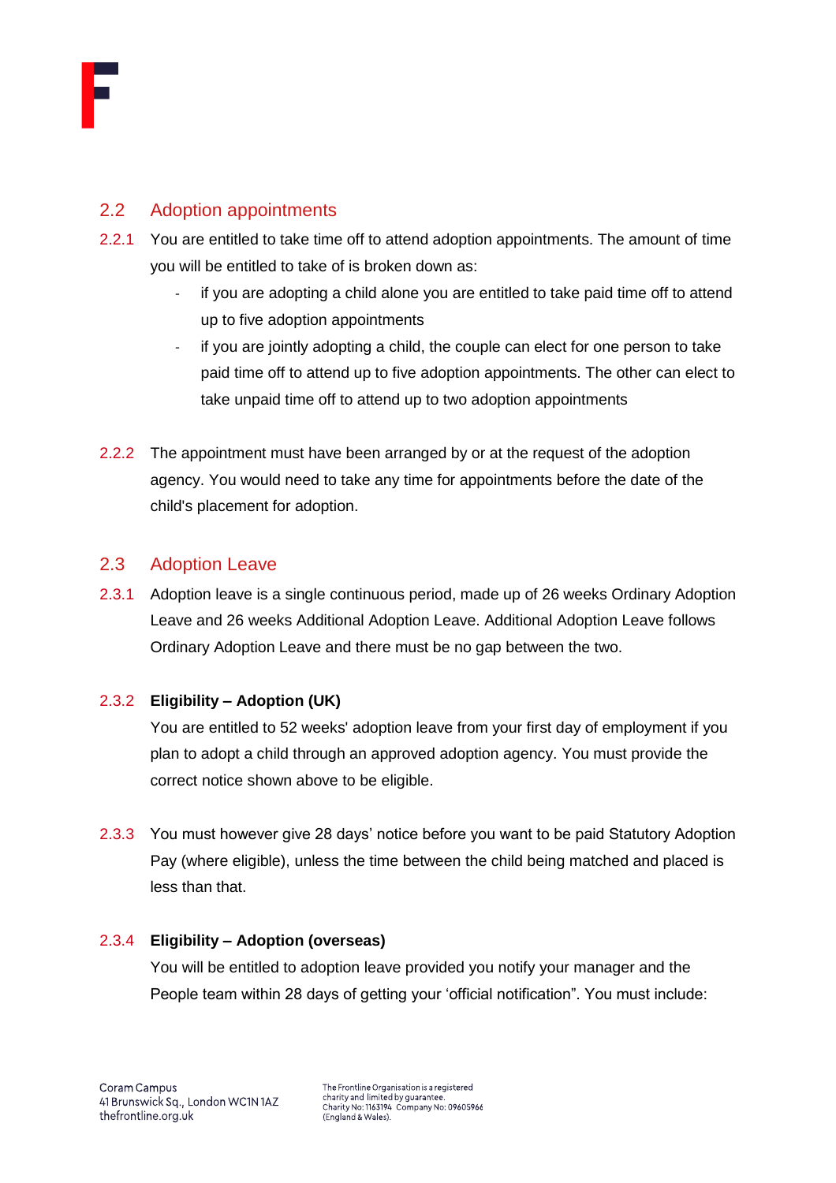## 2.2 Adoption appointments

2.2.1 You are entitled to take time off to attend adoption appointments. The amount of time you will be entitled to take of is broken down as:

- if you are adopting a child alone you are entitled to take paid time off to attend up to five adoption appointments
- if you are jointly adopting a child, the couple can elect for one person to take paid time off to attend up to five adoption appointments. The other can elect to take unpaid time off to attend up to two adoption appointments

2.2.2 The appointment must have been arranged by or at the request of the adoption agency. You would need to take any time for appointments before the date of the child's placement for adoption.

## 2.3 Adoption Leave

2.3.1 Adoption leave is a single continuous period, made up of 26 weeks Ordinary Adoption Leave and 26 weeks Additional Adoption Leave. Additional Adoption Leave follows Ordinary Adoption Leave and there must be no gap between the two.

2.3.2 **Eligibility – Adoption (UK)**

You are entitled to 52 weeks' adoption leave from your first day of employment if you plan to adopt a child through an approved adoption agency. You must provide the correct notice shown above to be eligible.

2.3.3 You must however give 28 days' notice before you want to be paid Statutory Adoption Pay (where eligible), unless the time between the child being matched and placed is less than that.

2.3.4 **Eligibility – Adoption (overseas)**

You will be entitled to adoption leave provided you notify your manager and the People team within 28 days of getting your 'official notification". You must include: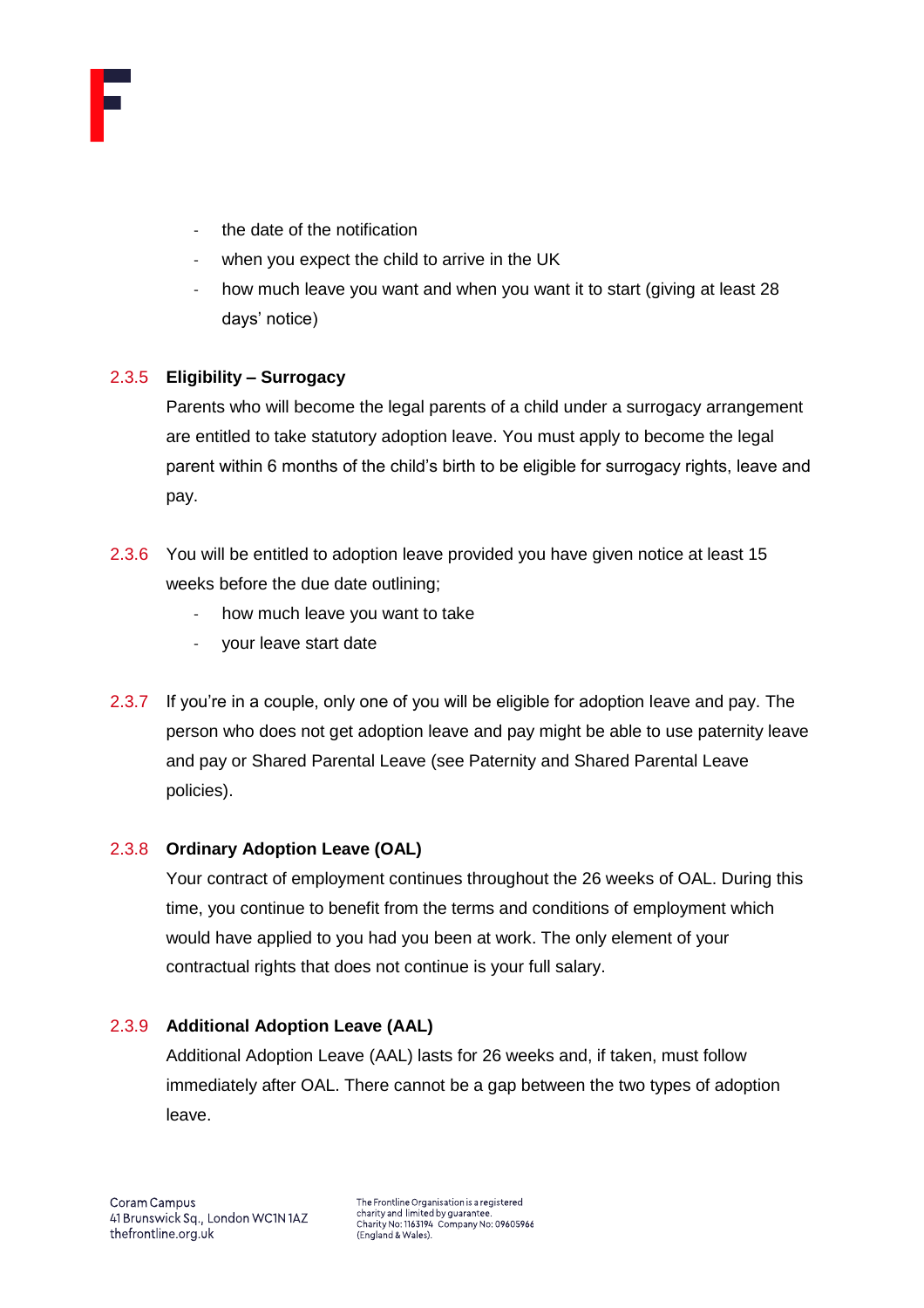- the date of the notification
- when you expect the child to arrive in the UK
- how much leave you want and when you want it to start (giving at least 28 days' notice)

2.3.5 **Eligibility – Surrogacy**

Parents who will become the legal parents of a child under a surrogacy arrangement are entitled to take statutory adoption leave. You must apply to become the legal parent within 6 months of the child's birth to be eligible for surrogacy rights, leave and pay.

2.3.6 You will be entitled to adoption leave provided you have given notice at least 15 weeks before the due date outlining;

- how much leave you want to take
- your leave start date

2.3.7 If you're in a couple, only one of you will be eligible for adoption leave and pay. The person who does not get adoption leave and pay might be able to use paternity leave and pay or Shared Parental Leave (see Paternity and Shared Parental Leave policies).

2.3.8 **Ordinary Adoption Leave (OAL)**

Your contract of employment continues throughout the 26 weeks of OAL. During this time, you continue to benefit from the terms and conditions of employment which would have applied to you had you been at work. The only element of your contractual rights that does not continue is your full salary.

2.3.9 **Additional Adoption Leave (AAL)**

Additional Adoption Leave (AAL) lasts for 26 weeks and, if taken, must follow immediately after OAL. There cannot be a gap between the two types of adoption leave.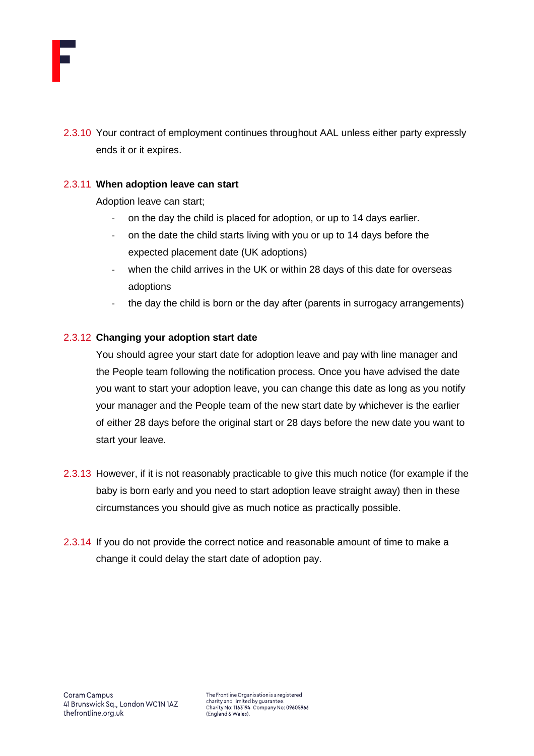2.3.10 Your contract of employment continues throughout AAL unless either party expressly ends it or it expires.

2.3.11 **When adoption leave can start**

Adoption leave can start;

- on the day the child is placed for adoption, or up to 14 days earlier.
- on the date the child starts living with you or up to 14 days before the expected placement date (UK adoptions)
- when the child arrives in the UK or within 28 days of this date for overseas adoptions
- the day the child is born or the day after (parents in surrogacy arrangements)

2.3.12 **Changing your adoption start date**

You should agree your start date for adoption leave and pay with line manager and the People team following the notification process. Once you have advised the date you want to start your adoption leave, you can change this date as long as you notify your manager and the People team of the new start date by whichever is the earlier of either 28 days before the original start or 28 days before the new date you want to start your leave.

2.3.13 However, if it is not reasonably practicable to give this much notice (for example if the baby is born early and you need to start adoption leave straight away) then in these circumstances you should give as much notice as practically possible.

2.3.14 If you do not provide the correct notice and reasonable amount of time to make a change it could delay the start date of adoption pay.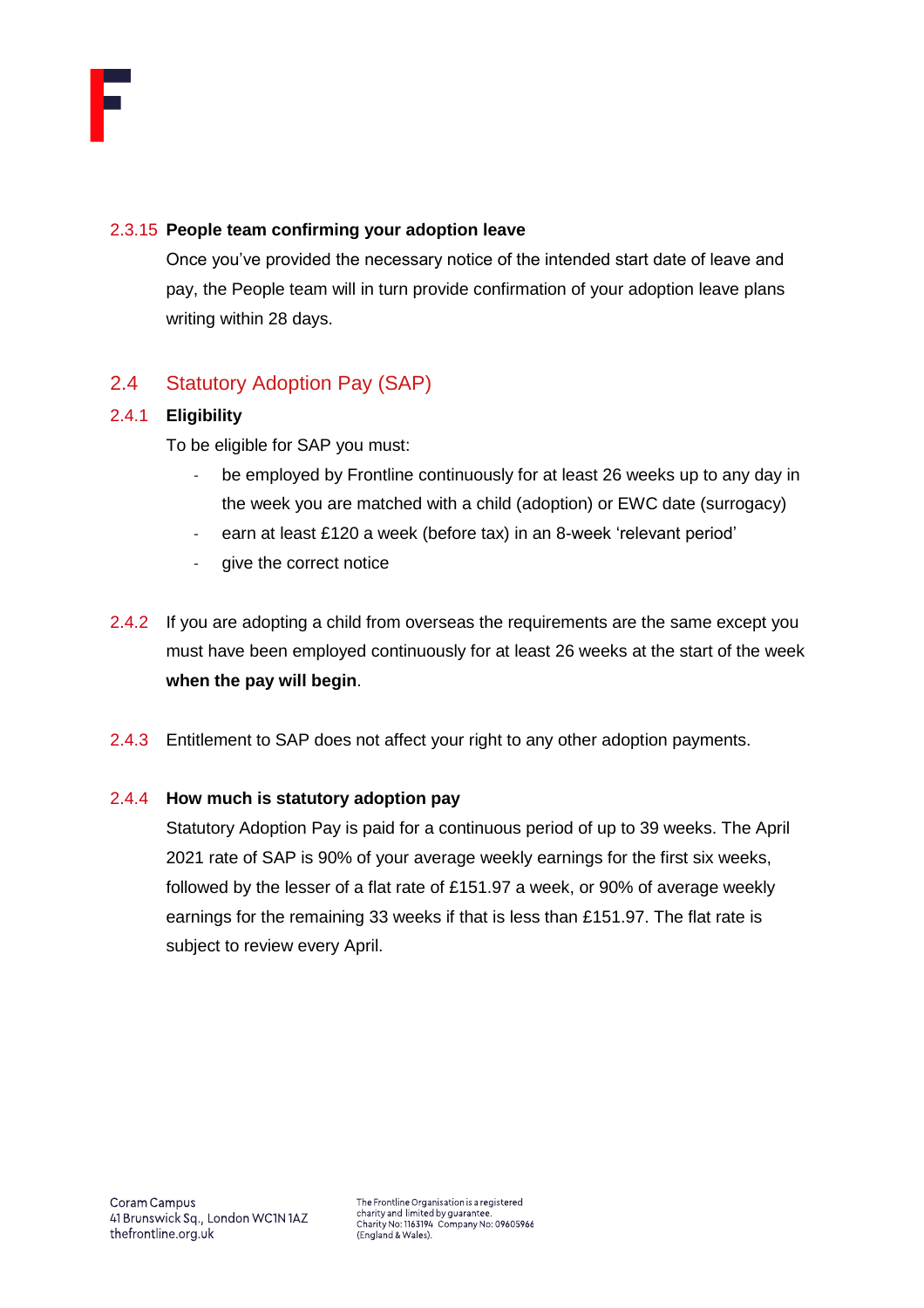**2.3.15 People team confirming your adoption leave**

Once you've provided the necessary notice of the intended start date of leave and pay, the People team will in turn provide confirmation of your adoption leave plans writing within 28 days.

## 2.4 Statutory Adoption Pay (SAP)

**2.4.1 Eligibility**

To be eligible for SAP you must:

- be employed by Frontline continuously for at least 26 weeks up to any day in the week you are matched with a child (adoption) or EWC date (surrogacy)
- earn at least £120 a week (before tax) in an 8-week 'relevant period'
- give the correct notice

2.4.2 If you are adopting a child from overseas the requirements are the same except you must have been employed continuously for at least 26 weeks at the start of the week **when the pay will begin**.

2.4.3 Entitlement to SAP does not affect your right to any other adoption payments.

**2.4.4 How much is statutory adoption pay**

Statutory Adoption Pay is paid for a continuous period of up to 39 weeks. The April 2021 rate of SAP is 90% of your average weekly earnings for the first six weeks, followed by the lesser of a flat rate of £151.97 a week, or 90% of average weekly earnings for the remaining 33 weeks if that is less than £151.97. The flat rate is subject to review every April.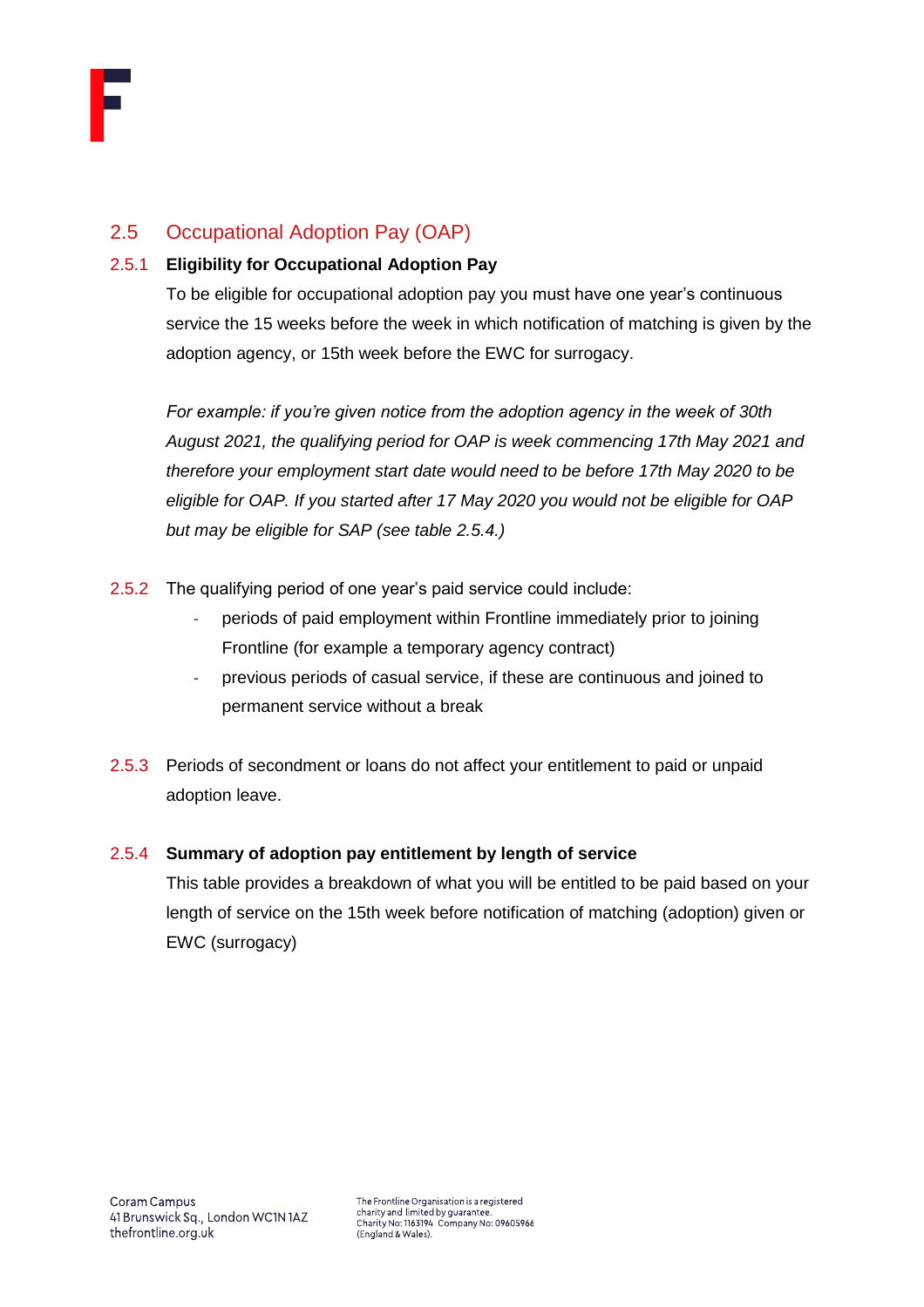## 2.5 Occupational Adoption Pay (OAP)

### 2.5.1 Eligibility for Occupational Adoption Pay

To be eligible for occupational adoption pay you must have one year's continuous service the 15 weeks before the week in which notification of matching is given by the adoption agency, or 15th week before the EWC for surrogacy.

*For example: if you're given notice from the adoption agency in the week of 30th August 2021, the qualifying period for OAP is week commencing 17th May 2021 and therefore your employment start date would need to be before 17th May 2020 to be eligible for OAP. If you started after 17 May 2020 you would not be eligible for OAP but may be eligible for SAP (see table 2.5.4.)*

2.5.2 The qualifying period of one year's paid service could include:

- periods of paid employment within Frontline immediately prior to joining Frontline (for example a temporary agency contract)
- previous periods of casual service, if these are continuous and joined to permanent service without a break

2.5.3 Periods of secondment or loans do not affect your entitlement to paid or unpaid adoption leave.

### 2.5.4 Summary of adoption pay entitlement by length of service

This table provides a breakdown of what you will be entitled to be paid based on your length of service on the 15th week before notification of matching (adoption) given or EWC (surrogacy)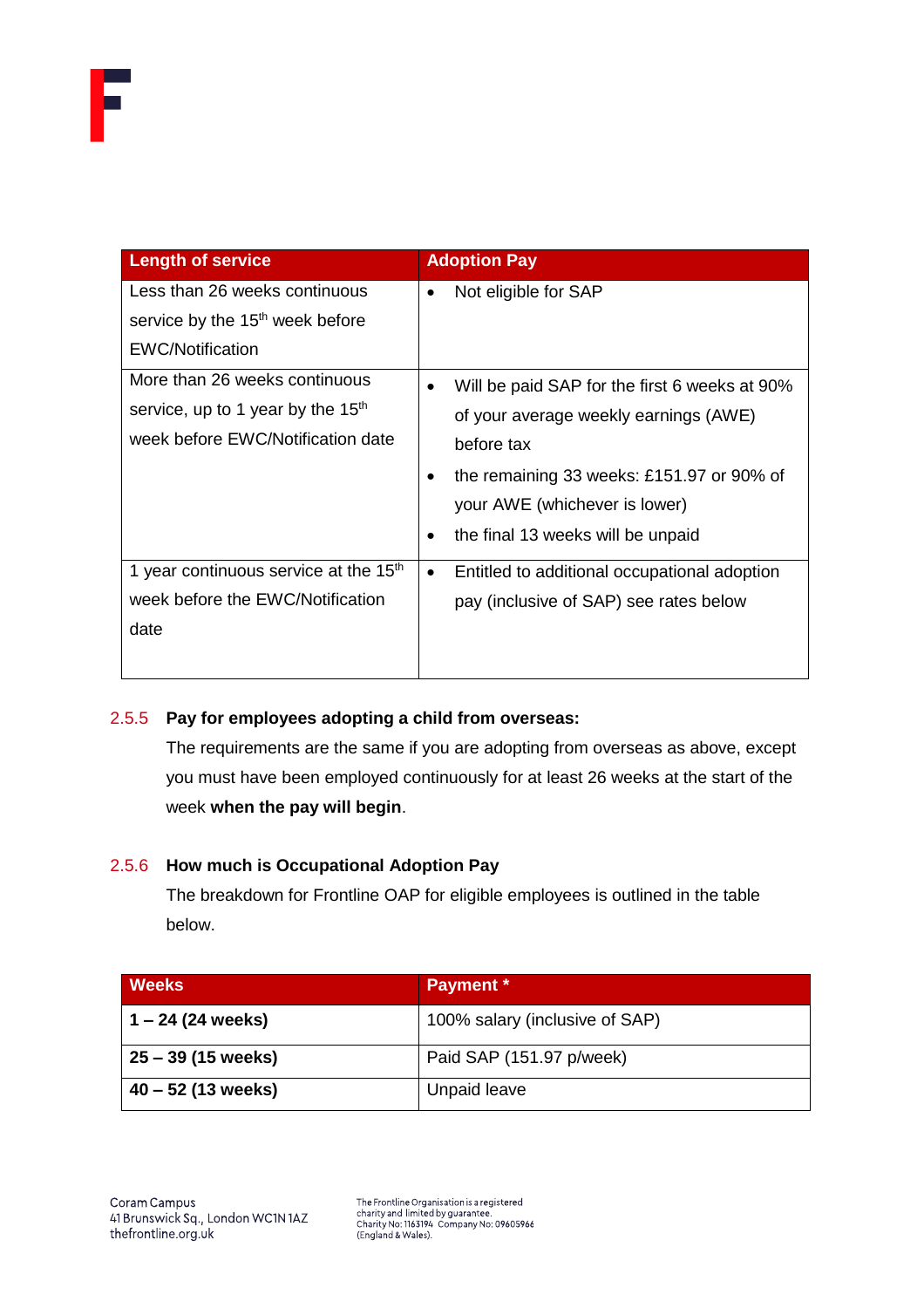| Length of service | Adoption Pay |
|---|---|
| Less than 26 weeks continuous service by the 15th week before EWC/Notification | • Not eligible for SAP |
| More than 26 weeks continuous service, up to 1 year by the 15th week before EWC/Notification date | • Will be paid SAP for the first 6 weeks at 90% of your average weekly earnings (AWE) before tax<br>• the remaining 33 weeks: £151.97 or 90% of your AWE (whichever is lower)<br>• the final 13 weeks will be unpaid |
| 1 year continuous service at the 15th week before the EWC/Notification date | • Entitled to additional occupational adoption pay (inclusive of SAP) see rates below |

2.5.5 **Pay for employees adopting a child from overseas:**

The requirements are the same if you are adopting from overseas as above, except you must have been employed continuously for at least 26 weeks at the start of the week **when the pay will begin**.

2.5.6 **How much is Occupational Adoption Pay**

The breakdown for Frontline OAP for eligible employees is outlined in the table below.

| Weeks | Payment * |
|---|---|
| **1 – 24 (24 weeks)** | 100% salary (inclusive of SAP) |
| **25 – 39 (15 weeks)** | Paid SAP (151.97 p/week) |
| **40 – 52 (13 weeks)** | Unpaid leave |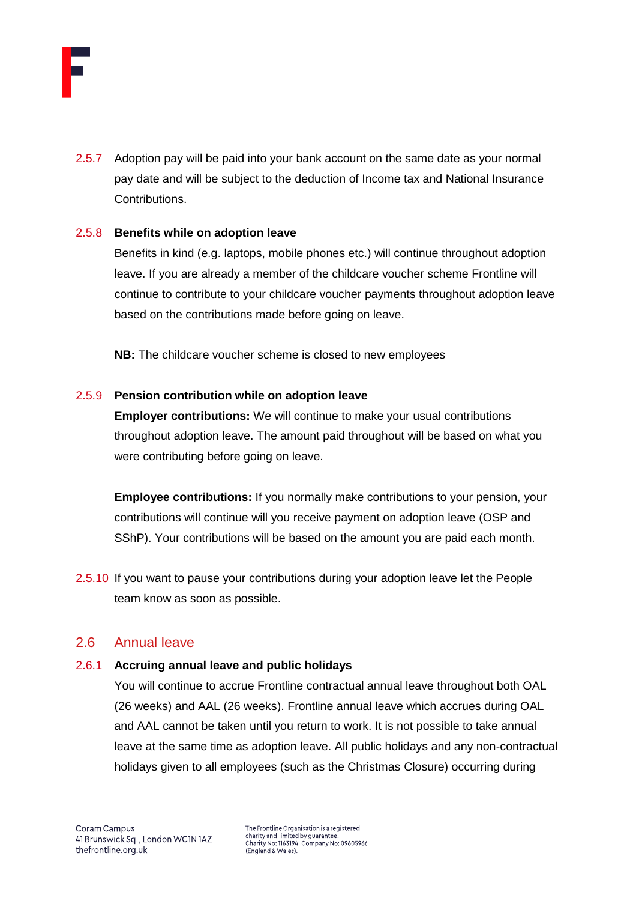2.5.7 Adoption pay will be paid into your bank account on the same date as your normal pay date and will be subject to the deduction of Income tax and National Insurance Contributions.

2.5.8 **Benefits while on adoption leave**

Benefits in kind (e.g. laptops, mobile phones etc.) will continue throughout adoption leave. If you are already a member of the childcare voucher scheme Frontline will continue to contribute to your childcare voucher payments throughout adoption leave based on the contributions made before going on leave.

**NB:** The childcare voucher scheme is closed to new employees

2.5.9 **Pension contribution while on adoption leave**

**Employer contributions:** We will continue to make your usual contributions throughout adoption leave. The amount paid throughout will be based on what you were contributing before going on leave.

**Employee contributions:** If you normally make contributions to your pension, your contributions will continue will you receive payment on adoption leave (OSP and SShP). Your contributions will be based on the amount you are paid each month.

2.5.10 If you want to pause your contributions during your adoption leave let the People team know as soon as possible.

## 2.6 Annual leave

2.6.1 **Accruing annual leave and public holidays**

You will continue to accrue Frontline contractual annual leave throughout both OAL (26 weeks) and AAL (26 weeks). Frontline annual leave which accrues during OAL and AAL cannot be taken until you return to work. It is not possible to take annual leave at the same time as adoption leave. All public holidays and any non-contractual holidays given to all employees (such as the Christmas Closure) occurring during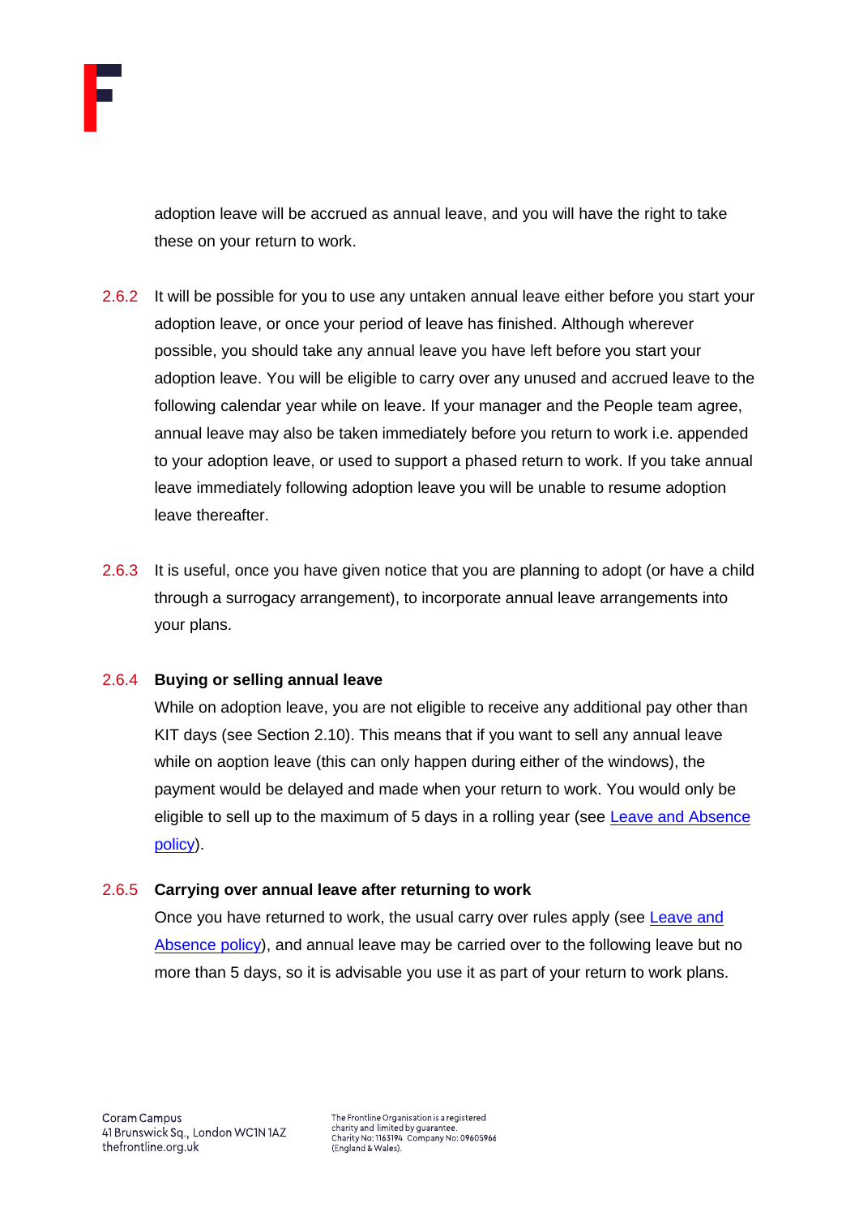adoption leave will be accrued as annual leave, and you will have the right to take these on your return to work.

2.6.2 It will be possible for you to use any untaken annual leave either before you start your adoption leave, or once your period of leave has finished. Although wherever possible, you should take any annual leave you have left before you start your adoption leave. You will be eligible to carry over any unused and accrued leave to the following calendar year while on leave. If your manager and the People team agree, annual leave may also be taken immediately before you return to work i.e. appended to your adoption leave, or used to support a phased return to work. If you take annual leave immediately following adoption leave you will be unable to resume adoption leave thereafter.

2.6.3 It is useful, once you have given notice that you are planning to adopt (or have a child through a surrogacy arrangement), to incorporate annual leave arrangements into your plans.

2.6.4 **Buying or selling annual leave**

While on adoption leave, you are not eligible to receive any additional pay other than KIT days (see Section 2.10). This means that if you want to sell any annual leave while on aoption leave (this can only happen during either of the windows), the payment would be delayed and made when your return to work. You would only be eligible to sell up to the maximum of 5 days in a rolling year (see Leave and Absence policy).

2.6.5 **Carrying over annual leave after returning to work**

Once you have returned to work, the usual carry over rules apply (see Leave and Absence policy), and annual leave may be carried over to the following leave but no more than 5 days, so it is advisable you use it as part of your return to work plans.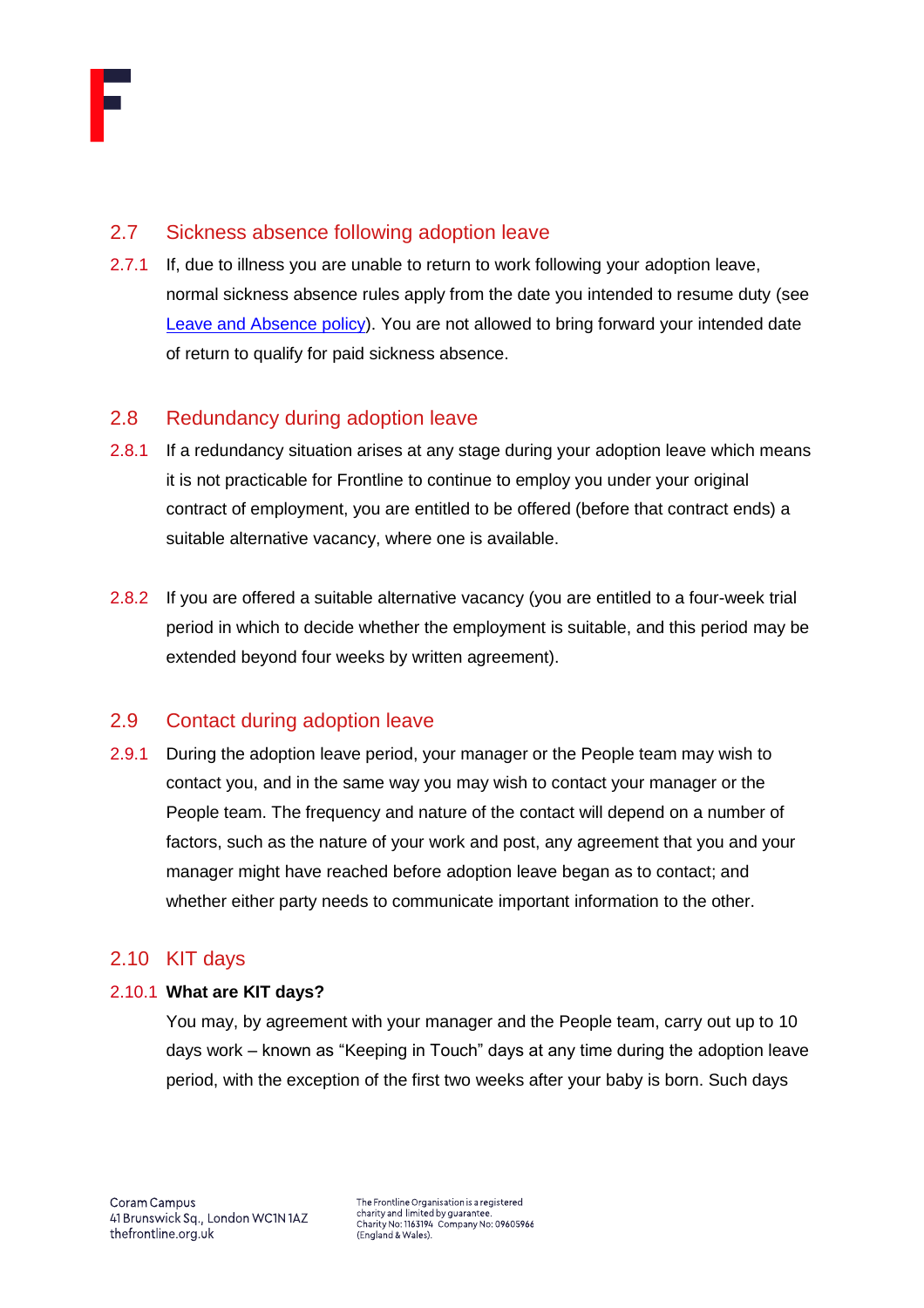## 2.7 Sickness absence following adoption leave

2.7.1 If, due to illness you are unable to return to work following your adoption leave, normal sickness absence rules apply from the date you intended to resume duty (see [Leave and Absence policy]). You are not allowed to bring forward your intended date of return to qualify for paid sickness absence.

## 2.8 Redundancy during adoption leave

2.8.1 If a redundancy situation arises at any stage during your adoption leave which means it is not practicable for Frontline to continue to employ you under your original contract of employment, you are entitled to be offered (before that contract ends) a suitable alternative vacancy, where one is available.

2.8.2 If you are offered a suitable alternative vacancy (you are entitled to a four-week trial period in which to decide whether the employment is suitable, and this period may be extended beyond four weeks by written agreement).

## 2.9 Contact during adoption leave

2.9.1 During the adoption leave period, your manager or the People team may wish to contact you, and in the same way you may wish to contact your manager or the People team. The frequency and nature of the contact will depend on a number of factors, such as the nature of your work and post, any agreement that you and your manager might have reached before adoption leave began as to contact; and whether either party needs to communicate important information to the other.

## 2.10 KIT days

2.10.1 **What are KIT days?**

You may, by agreement with your manager and the People team, carry out up to 10 days work – known as "Keeping in Touch" days at any time during the adoption leave period, with the exception of the first two weeks after your baby is born. Such days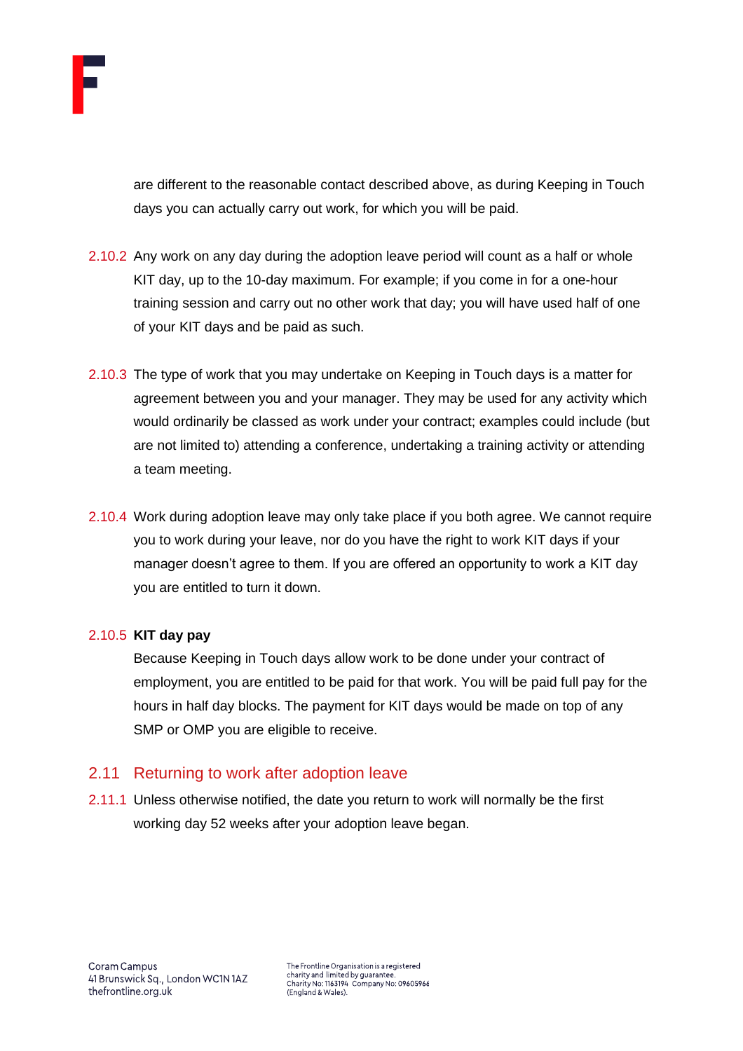are different to the reasonable contact described above, as during Keeping in Touch days you can actually carry out work, for which you will be paid.

2.10.2 Any work on any day during the adoption leave period will count as a half or whole KIT day, up to the 10-day maximum. For example; if you come in for a one-hour training session and carry out no other work that day; you will have used half of one of your KIT days and be paid as such.

2.10.3 The type of work that you may undertake on Keeping in Touch days is a matter for agreement between you and your manager. They may be used for any activity which would ordinarily be classed as work under your contract; examples could include (but are not limited to) attending a conference, undertaking a training activity or attending a team meeting.

2.10.4 Work during adoption leave may only take place if you both agree. We cannot require you to work during your leave, nor do you have the right to work KIT days if your manager doesn't agree to them. If you are offered an opportunity to work a KIT day you are entitled to turn it down.

2.10.5 **KIT day pay**

Because Keeping in Touch days allow work to be done under your contract of employment, you are entitled to be paid for that work. You will be paid full pay for the hours in half day blocks. The payment for KIT days would be made on top of any SMP or OMP you are eligible to receive.

## 2.11 Returning to work after adoption leave

2.11.1 Unless otherwise notified, the date you return to work will normally be the first working day 52 weeks after your adoption leave began.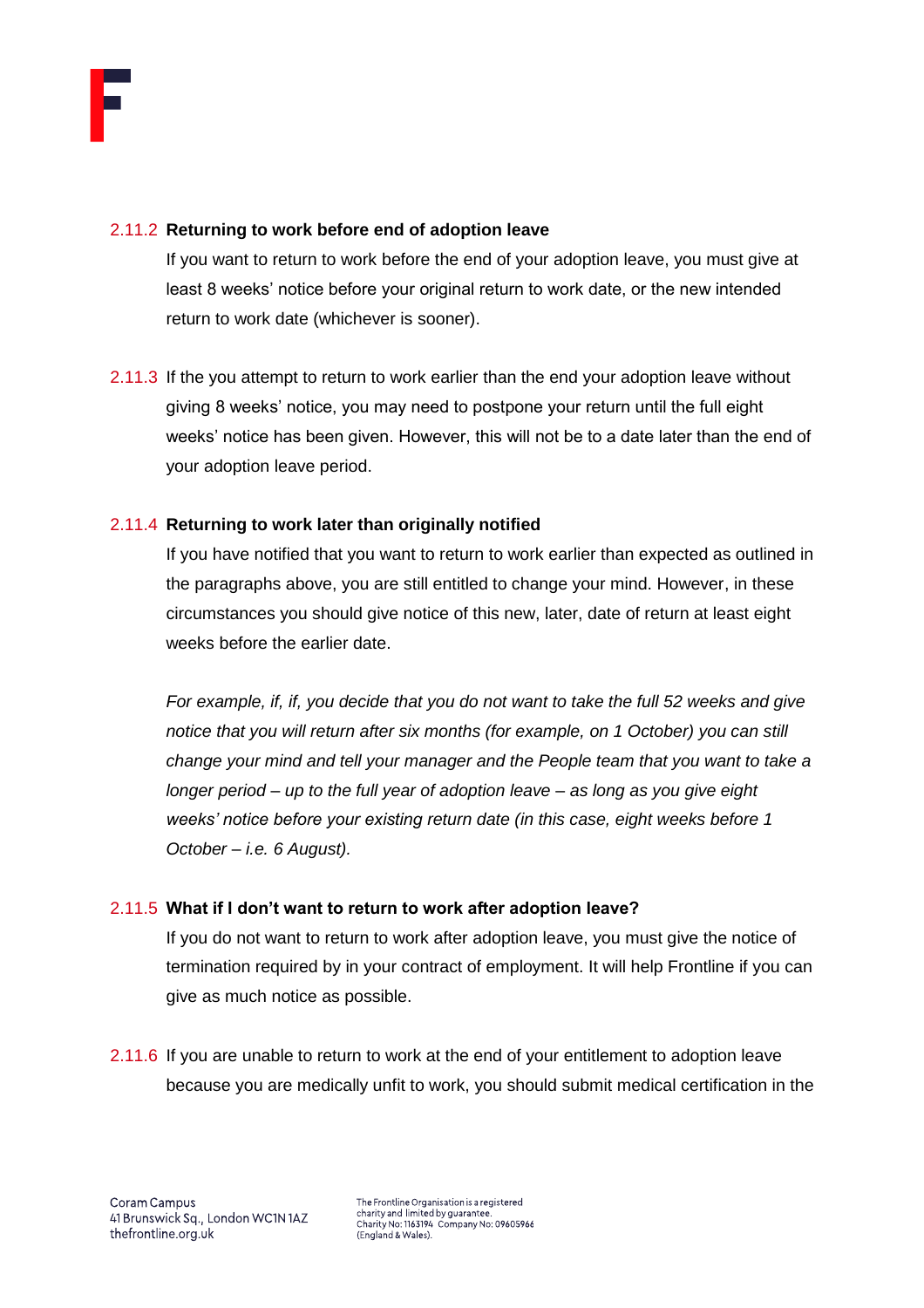### 2.11.2 **Returning to work before end of adoption leave**

If you want to return to work before the end of your adoption leave, you must give at least 8 weeks' notice before your original return to work date, or the new intended return to work date (whichever is sooner).

2.11.3 If the you attempt to return to work earlier than the end your adoption leave without giving 8 weeks' notice, you may need to postpone your return until the full eight weeks' notice has been given. However, this will not be to a date later than the end of your adoption leave period.

### 2.11.4 **Returning to work later than originally notified**

If you have notified that you want to return to work earlier than expected as outlined in the paragraphs above, you are still entitled to change your mind. However, in these circumstances you should give notice of this new, later, date of return at least eight weeks before the earlier date.

*For example, if, if, you decide that you do not want to take the full 52 weeks and give notice that you will return after six months (for example, on 1 October) you can still change your mind and tell your manager and the People team that you want to take a longer period – up to the full year of adoption leave – as long as you give eight weeks' notice before your existing return date (in this case, eight weeks before 1 October – i.e. 6 August).*

### 2.11.5 **What if I don't want to return to work after adoption leave?**

If you do not want to return to work after adoption leave, you must give the notice of termination required by in your contract of employment. It will help Frontline if you can give as much notice as possible.

2.11.6 If you are unable to return to work at the end of your entitlement to adoption leave because you are medically unfit to work, you should submit medical certification in the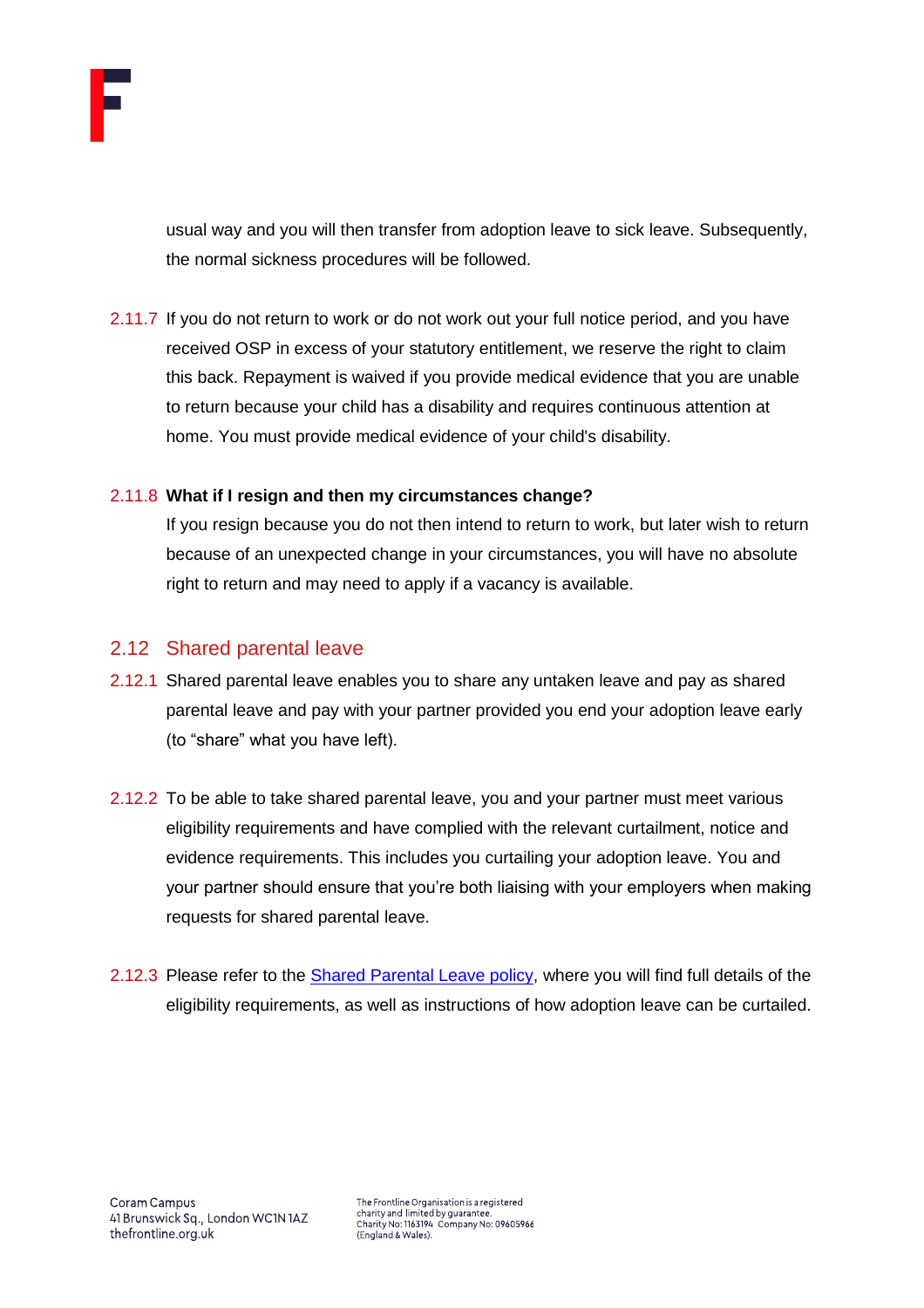usual way and you will then transfer from adoption leave to sick leave. Subsequently, the normal sickness procedures will be followed.

2.11.7 If you do not return to work or do not work out your full notice period, and you have received OSP in excess of your statutory entitlement, we reserve the right to claim this back. Repayment is waived if you provide medical evidence that you are unable to return because your child has a disability and requires continuous attention at home. You must provide medical evidence of your child's disability.

2.11.8 **What if I resign and then my circumstances change?**

If you resign because you do not then intend to return to work, but later wish to return because of an unexpected change in your circumstances, you will have no absolute right to return and may need to apply if a vacancy is available.

## 2.12 Shared parental leave

2.12.1 Shared parental leave enables you to share any untaken leave and pay as shared parental leave and pay with your partner provided you end your adoption leave early (to "share" what you have left).

2.12.2 To be able to take shared parental leave, you and your partner must meet various eligibility requirements and have complied with the relevant curtailment, notice and evidence requirements. This includes you curtailing your adoption leave. You and your partner should ensure that you're both liaising with your employers when making requests for shared parental leave.

2.12.3 Please refer to the Shared Parental Leave policy, where you will find full details of the eligibility requirements, as well as instructions of how adoption leave can be curtailed.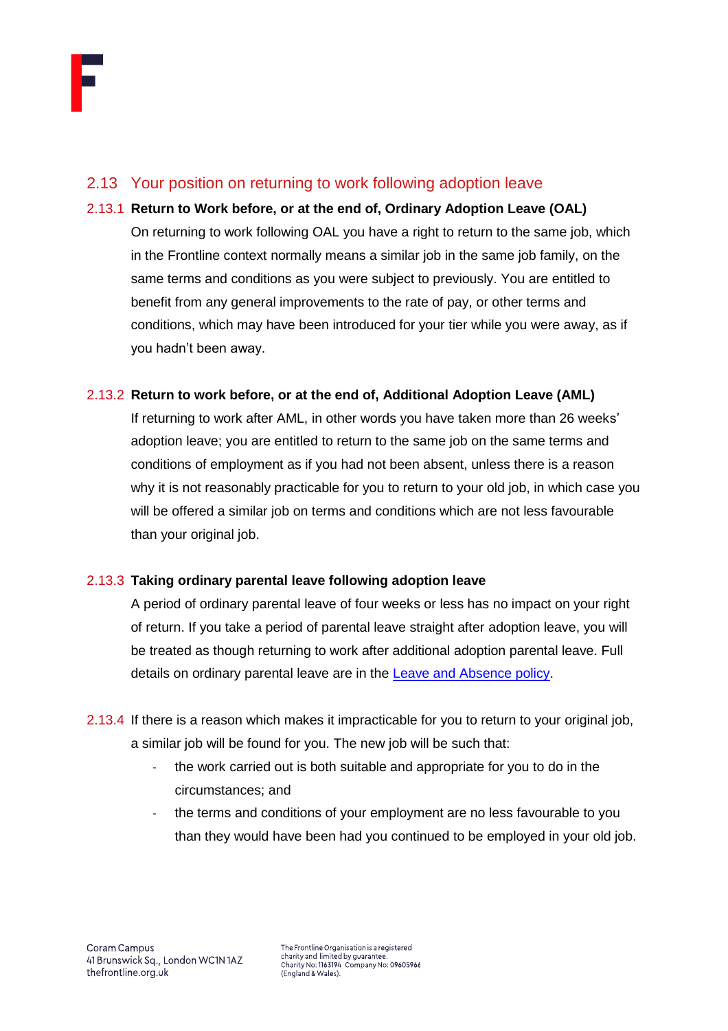## 2.13 Your position on returning to work following adoption leave

### 2.13.1 Return to Work before, or at the end of, Ordinary Adoption Leave (OAL)

On returning to work following OAL you have a right to return to the same job, which in the Frontline context normally means a similar job in the same job family, on the same terms and conditions as you were subject to previously. You are entitled to benefit from any general improvements to the rate of pay, or other terms and conditions, which may have been introduced for your tier while you were away, as if you hadn't been away.

### 2.13.2 Return to work before, or at the end of, Additional Adoption Leave (AML)

If returning to work after AML, in other words you have taken more than 26 weeks' adoption leave; you are entitled to return to the same job on the same terms and conditions of employment as if you had not been absent, unless there is a reason why it is not reasonably practicable for you to return to your old job, in which case you will be offered a similar job on terms and conditions which are not less favourable than your original job.

### 2.13.3 Taking ordinary parental leave following adoption leave

A period of ordinary parental leave of four weeks or less has no impact on your right of return. If you take a period of parental leave straight after adoption leave, you will be treated as though returning to work after additional adoption parental leave. Full details on ordinary parental leave are in the [Leave and Absence policy](Leave and Absence policy).

2.13.4 If there is a reason which makes it impracticable for you to return to your original job, a similar job will be found for you. The new job will be such that:

- the work carried out is both suitable and appropriate for you to do in the circumstances; and
- the terms and conditions of your employment are no less favourable to you than they would have been had you continued to be employed in your old job.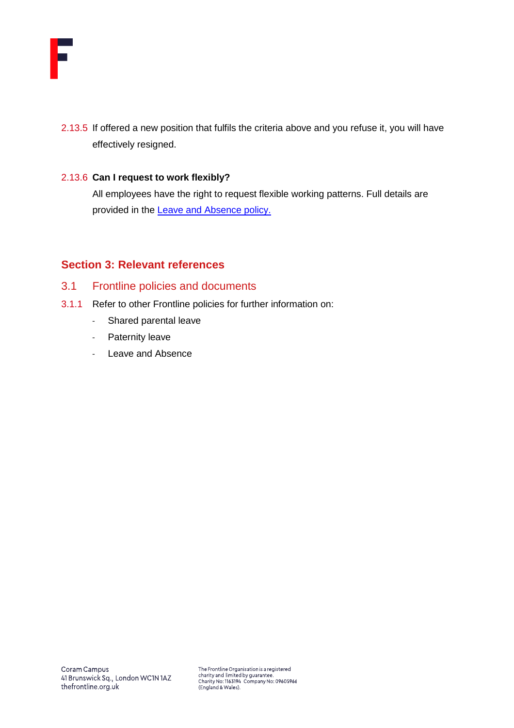2.13.5 If offered a new position that fulfils the criteria above and you refuse it, you will have effectively resigned.

2.13.6 **Can I request to work flexibly?**

All employees have the right to request flexible working patterns. Full details are provided in the [Leave and Absence policy.]()

## Section 3: Relevant references

### 3.1 Frontline policies and documents

3.1.1 Refer to other Frontline policies for further information on:

- Shared parental leave
- Paternity leave
- Leave and Absence

Coram Campus
41 Brunswick Sq., London WC1N 1AZ
thefrontline.org.uk

The Frontline Organisation is a registered charity and limited by guarantee.
Charity No: 1163194 Company No: 09605966
(England & Wales).